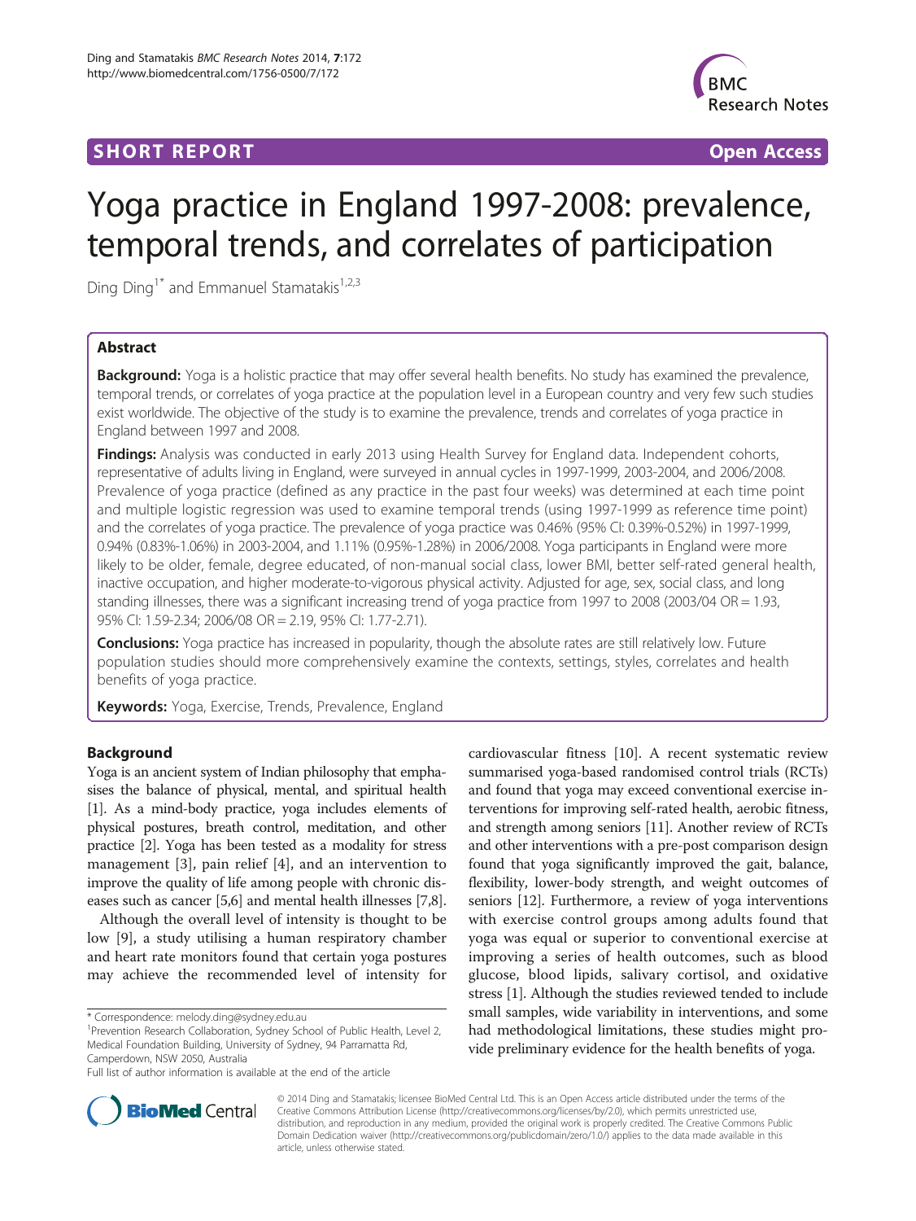SHORT REPORT Open Access

# Yoga practice in England 1997-2008: prevalence, temporal trends, and correlates of participation

Ding Ding[1*] and Emmanuel Stamatakis[1,2,3]

## Abstract

**Background:** Yoga is a holistic practice that may offer several health benefits. No study has examined the prevalence, temporal trends, or correlates of yoga practice at the population level in a European country and very few such studies exist worldwide. The objective of the study is to examine the prevalence, trends and correlates of yoga practice in England between 1997 and 2008.

**Findings:** Analysis was conducted in early 2013 using Health Survey for England data. Independent cohorts, representative of adults living in England, were surveyed in annual cycles in 1997-1999, 2003-2004, and 2006/2008. Prevalence of yoga practice (defined as any practice in the past four weeks) was determined at each time point and multiple logistic regression was used to examine temporal trends (using 1997-1999 as reference time point) and the correlates of yoga practice. The prevalence of yoga practice was 0.46% (95% CI: 0.39%-0.52%) in 1997-1999, 0.94% (0.83%-1.06%) in 2003-2004, and 1.11% (0.95%-1.28%) in 2006/2008. Yoga participants in England were more likely to be older, female, degree educated, of non-manual social class, lower BMI, better self-rated general health, inactive occupation, and higher moderate-to-vigorous physical activity. Adjusted for age, sex, social class, and long standing illnesses, there was a significant increasing trend of yoga practice from 1997 to 2008 (2003/04 OR = 1.93, 95% CI: 1.59-2.34; 2006/08 OR = 2.19, 95% CI: 1.77-2.71).

**Conclusions:** Yoga practice has increased in popularity, though the absolute rates are still relatively low. Future population studies should more comprehensively examine the contexts, settings, styles, correlates and health benefits of yoga practice.

**Keywords:** Yoga, Exercise, Trends, Prevalence, England

## Background

Yoga is an ancient system of Indian philosophy that emphasises the balance of physical, mental, and spiritual health [1]. As a mind-body practice, yoga includes elements of physical postures, breath control, meditation, and other practice [2]. Yoga has been tested as a modality for stress management [3], pain relief [4], and an intervention to improve the quality of life among people with chronic diseases such as cancer [5,6] and mental health illnesses [7,8].

Although the overall level of intensity is thought to be low [9], a study utilising a human respiratory chamber and heart rate monitors found that certain yoga postures may achieve the recommended level of intensity for cardiovascular fitness [10]. A recent systematic review summarised yoga-based randomised control trials (RCTs) and found that yoga may exceed conventional exercise interventions for improving self-rated health, aerobic fitness, and strength among seniors [11]. Another review of RCTs and other interventions with a pre-post comparison design found that yoga significantly improved the gait, balance, flexibility, lower-body strength, and weight outcomes of seniors [12]. Furthermore, a review of yoga interventions with exercise control groups among adults found that yoga was equal or superior to conventional exercise at improving a series of health outcomes, such as blood glucose, blood lipids, salivary cortisol, and oxidative stress [1]. Although the studies reviewed tended to include small samples, wide variability in interventions, and some had methodological limitations, these studies might provide preliminary evidence for the health benefits of yoga.

* Correspondence: melody.ding@sydney.edu.au
[1]Prevention Research Collaboration, Sydney School of Public Health, Level 2, Medical Foundation Building, University of Sydney, 94 Parramatta Rd, Camperdown, NSW 2050, Australia
Full list of author information is available at the end of the article

© 2014 Ding and Stamatakis; licensee BioMed Central Ltd. This is an Open Access article distributed under the terms of the Creative Commons Attribution License (http://creativecommons.org/licenses/by/2.0), which permits unrestricted use, distribution, and reproduction in any medium, provided the original work is properly credited. The Creative Commons Public Domain Dedication waiver (http://creativecommons.org/publicdomain/zero/1.0/) applies to the data made available in this article, unless otherwise stated.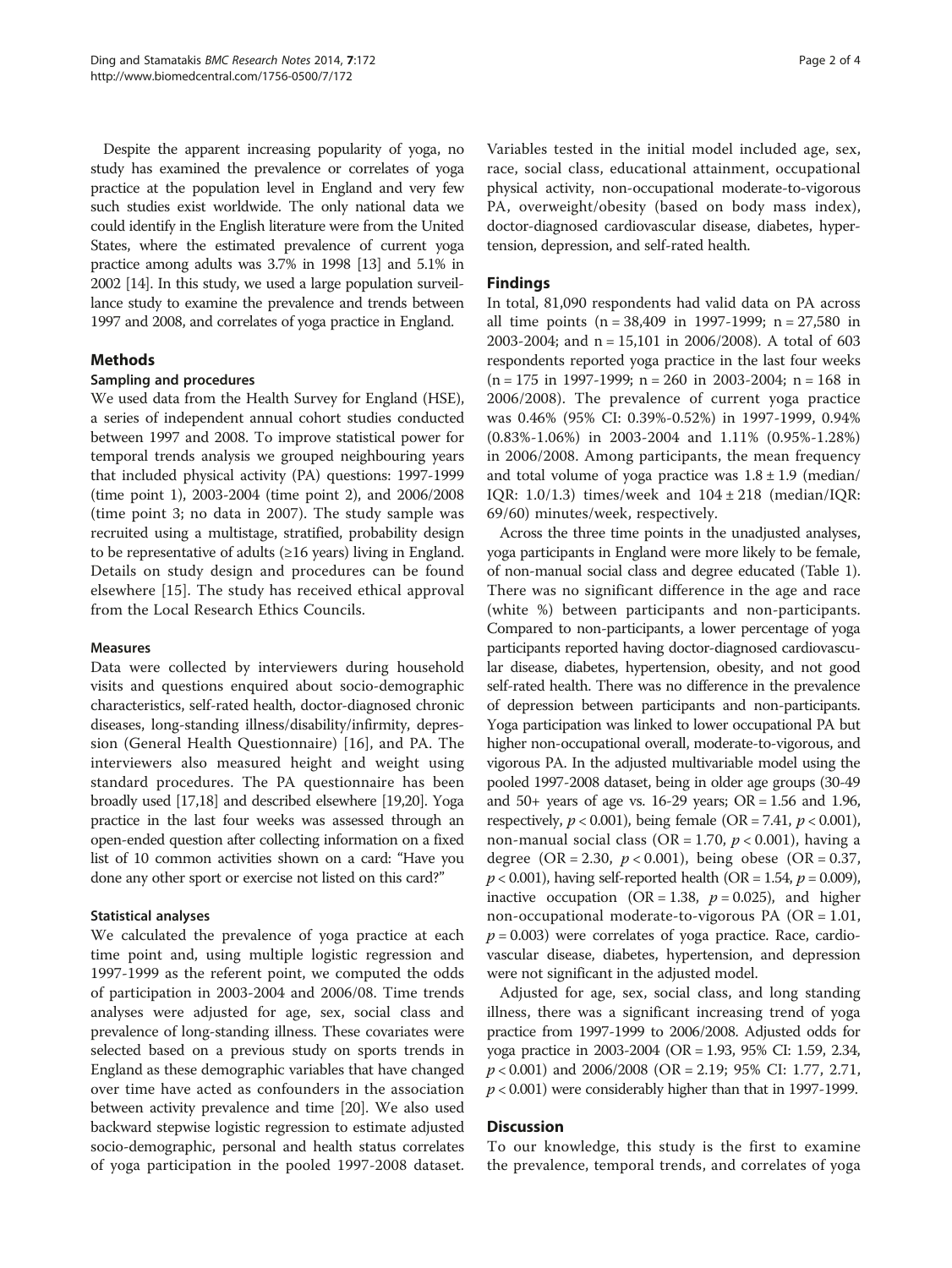Despite the apparent increasing popularity of yoga, no study has examined the prevalence or correlates of yoga practice at the population level in England and very few such studies exist worldwide. The only national data we could identify in the English literature were from the United States, where the estimated prevalence of current yoga practice among adults was 3.7% in 1998 [13] and 5.1% in 2002 [14]. In this study, we used a large population surveillance study to examine the prevalence and trends between 1997 and 2008, and correlates of yoga practice in England.

## Methods

### Sampling and procedures

We used data from the Health Survey for England (HSE), a series of independent annual cohort studies conducted between 1997 and 2008. To improve statistical power for temporal trends analysis we grouped neighbouring years that included physical activity (PA) questions: 1997-1999 (time point 1), 2003-2004 (time point 2), and 2006/2008 (time point 3; no data in 2007). The study sample was recruited using a multistage, stratified, probability design to be representative of adults (≥16 years) living in England. Details on study design and procedures can be found elsewhere [15]. The study has received ethical approval from the Local Research Ethics Councils.

### Measures

Data were collected by interviewers during household visits and questions enquired about socio-demographic characteristics, self-rated health, doctor-diagnosed chronic diseases, long-standing illness/disability/infirmity, depression (General Health Questionnaire) [16], and PA. The interviewers also measured height and weight using standard procedures. The PA questionnaire has been broadly used [17,18] and described elsewhere [19,20]. Yoga practice in the last four weeks was assessed through an open-ended question after collecting information on a fixed list of 10 common activities shown on a card: "Have you done any other sport or exercise not listed on this card?"

### Statistical analyses

We calculated the prevalence of yoga practice at each time point and, using multiple logistic regression and 1997-1999 as the referent point, we computed the odds of participation in 2003-2004 and 2006/08. Time trends analyses were adjusted for age, sex, social class and prevalence of long-standing illness. These covariates were selected based on a previous study on sports trends in England as these demographic variables that have changed over time have acted as confounders in the association between activity prevalence and time [20]. We also used backward stepwise logistic regression to estimate adjusted socio-demographic, personal and health status correlates of yoga participation in the pooled 1997-2008 dataset. Variables tested in the initial model included age, sex, race, social class, educational attainment, occupational physical activity, non-occupational moderate-to-vigorous PA, overweight/obesity (based on body mass index), doctor-diagnosed cardiovascular disease, diabetes, hypertension, depression, and self-rated health.

## Findings

In total, 81,090 respondents had valid data on PA across all time points (n = 38,409 in 1997-1999; n = 27,580 in 2003-2004; and n = 15,101 in 2006/2008). A total of 603 respondents reported yoga practice in the last four weeks (n = 175 in 1997-1999; n = 260 in 2003-2004; n = 168 in 2006/2008). The prevalence of current yoga practice was 0.46% (95% CI: 0.39%-0.52%) in 1997-1999, 0.94% (0.83%-1.06%) in 2003-2004 and 1.11% (0.95%-1.28%) in 2006/2008. Among participants, the mean frequency and total volume of yoga practice was $1.8 \pm 1.9$ (median/IQR: 1.0/1.3) times/week and $104 \pm 218$ (median/IQR: 69/60) minutes/week, respectively.

Across the three time points in the unadjusted analyses, yoga participants in England were more likely to be female, of non-manual social class and degree educated (Table 1). There was no significant difference in the age and race (white %) between participants and non-participants. Compared to non-participants, a lower percentage of yoga participants reported having doctor-diagnosed cardiovascular disease, diabetes, hypertension, obesity, and not good self-rated health. There was no difference in the prevalence of depression between participants and non-participants. Yoga participation was linked to lower occupational PA but higher non-occupational overall, moderate-to-vigorous, and vigorous PA. In the adjusted multivariable model using the pooled 1997-2008 dataset, being in older age groups (30-49 and 50+ years of age vs. 16-29 years; OR = 1.56 and 1.96, respectively, $p < 0.001$), being female (OR = 7.41, $p < 0.001$), non-manual social class (OR = 1.70, $p < 0.001$), having a degree (OR = 2.30, $p < 0.001$), being obese (OR = 0.37, $p < 0.001$), having self-reported health (OR = 1.54, $p = 0.009$), inactive occupation (OR = 1.38, $p = 0.025$), and higher non-occupational moderate-to-vigorous PA (OR = 1.01, $p = 0.003$) were correlates of yoga practice. Race, cardiovascular disease, diabetes, hypertension, and depression were not significant in the adjusted model.

Adjusted for age, sex, social class, and long standing illness, there was a significant increasing trend of yoga practice from 1997-1999 to 2006/2008. Adjusted odds for yoga practice in 2003-2004 (OR = 1.93, 95% CI: 1.59, 2.34, $p < 0.001$) and 2006/2008 (OR = 2.19; 95% CI: 1.77, 2.71, $p < 0.001$) were considerably higher than that in 1997-1999.

## Discussion

To our knowledge, this study is the first to examine the prevalence, temporal trends, and correlates of yoga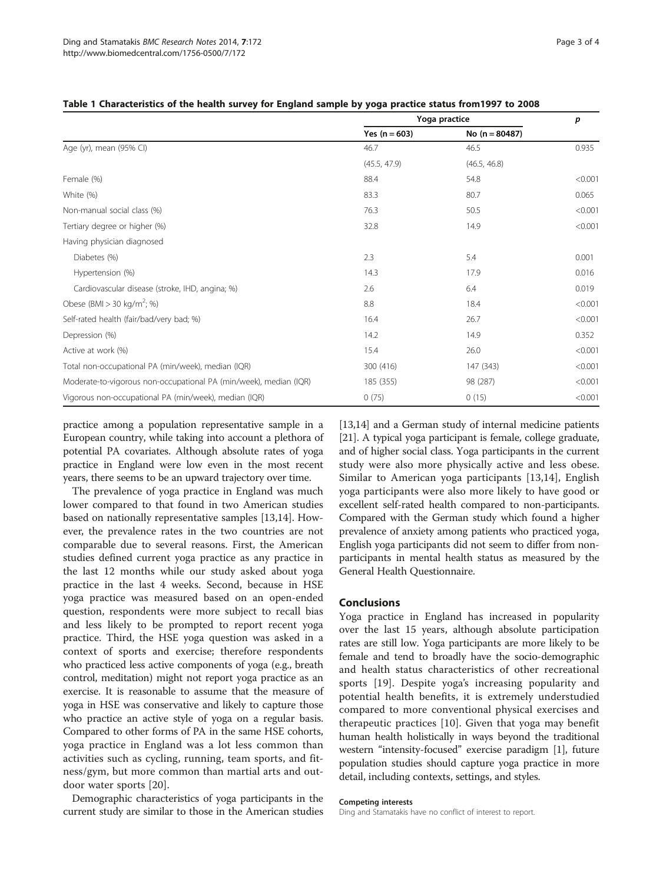**Table 1 Characteristics of the health survey for England sample by yoga practice status from1997 to 2008**

| | Yoga practice | | $p$ |
|---|---|---|---|
| | Yes (n = 603) | No (n = 80487) | |
| Age (yr), mean (95% CI) | 46.7 | 46.5 | 0.935 |
| | (45.5, 47.9) | (46.5, 46.8) | |
| Female (%) | 88.4 | 54.8 | <0.001 |
| White (%) | 83.3 | 80.7 | 0.065 |
| Non-manual social class (%) | 76.3 | 50.5 | <0.001 |
| Tertiary degree or higher (%) | 32.8 | 14.9 | <0.001 |
| Having physician diagnosed | | | |
| Diabetes (%) | 2.3 | 5.4 | 0.001 |
| Hypertension (%) | 14.3 | 17.9 | 0.016 |
| Cardiovascular disease (stroke, IHD, angina; %) | 2.6 | 6.4 | 0.019 |
| Obese (BMI > 30 kg/m$^2$; %) | 8.8 | 18.4 | <0.001 |
| Self-rated health (fair/bad/very bad; %) | 16.4 | 26.7 | <0.001 |
| Depression (%) | 14.2 | 14.9 | 0.352 |
| Active at work (%) | 15.4 | 26.0 | <0.001 |
| Total non-occupational PA (min/week), median (IQR) | 300 (416) | 147 (343) | <0.001 |
| Moderate-to-vigorous non-occupational PA (min/week), median (IQR) | 185 (355) | 98 (287) | <0.001 |
| Vigorous non-occupational PA (min/week), median (IQR) | 0 (75) | 0 (15) | <0.001 |

practice among a population representative sample in a European country, while taking into account a plethora of potential PA covariates. Although absolute rates of yoga practice in England were low even in the most recent years, there seems to be an upward trajectory over time.

The prevalence of yoga practice in England was much lower compared to that found in two American studies based on nationally representative samples [13,14]. However, the prevalence rates in the two countries are not comparable due to several reasons. First, the American studies defined current yoga practice as any practice in the last 12 months while our study asked about yoga practice in the last 4 weeks. Second, because in HSE yoga practice was measured based on an open-ended question, respondents were more subject to recall bias and less likely to be prompted to report recent yoga practice. Third, the HSE yoga question was asked in a context of sports and exercise; therefore respondents who practiced less active components of yoga (e.g., breath control, meditation) might not report yoga practice as an exercise. It is reasonable to assume that the measure of yoga in HSE was conservative and likely to capture those who practice an active style of yoga on a regular basis. Compared to other forms of PA in the same HSE cohorts, yoga practice in England was a lot less common than activities such as cycling, running, team sports, and fitness/gym, but more common than martial arts and outdoor water sports [20].

Demographic characteristics of yoga participants in the current study are similar to those in the American studies [13,14] and a German study of internal medicine patients [21]. A typical yoga participant is female, college graduate, and of higher social class. Yoga participants in the current study were also more physically active and less obese. Similar to American yoga participants [13,14], English yoga participants were also more likely to have good or excellent self-rated health compared to non-participants. Compared with the German study which found a higher prevalence of anxiety among patients who practiced yoga, English yoga participants did not seem to differ from non-participants in mental health status as measured by the General Health Questionnaire.

## Conclusions

Yoga practice in England has increased in popularity over the last 15 years, although absolute participation rates are still low. Yoga participants are more likely to be female and tend to broadly have the socio-demographic and health status characteristics of other recreational sports [19]. Despite yoga's increasing popularity and potential health benefits, it is extremely understudied compared to more conventional physical exercises and therapeutic practices [10]. Given that yoga may benefit human health holistically in ways beyond the traditional western "intensity-focused" exercise paradigm [1], future population studies should capture yoga practice in more detail, including contexts, settings, and styles.

#### Competing interests

Ding and Stamatakis have no conflict of interest to report.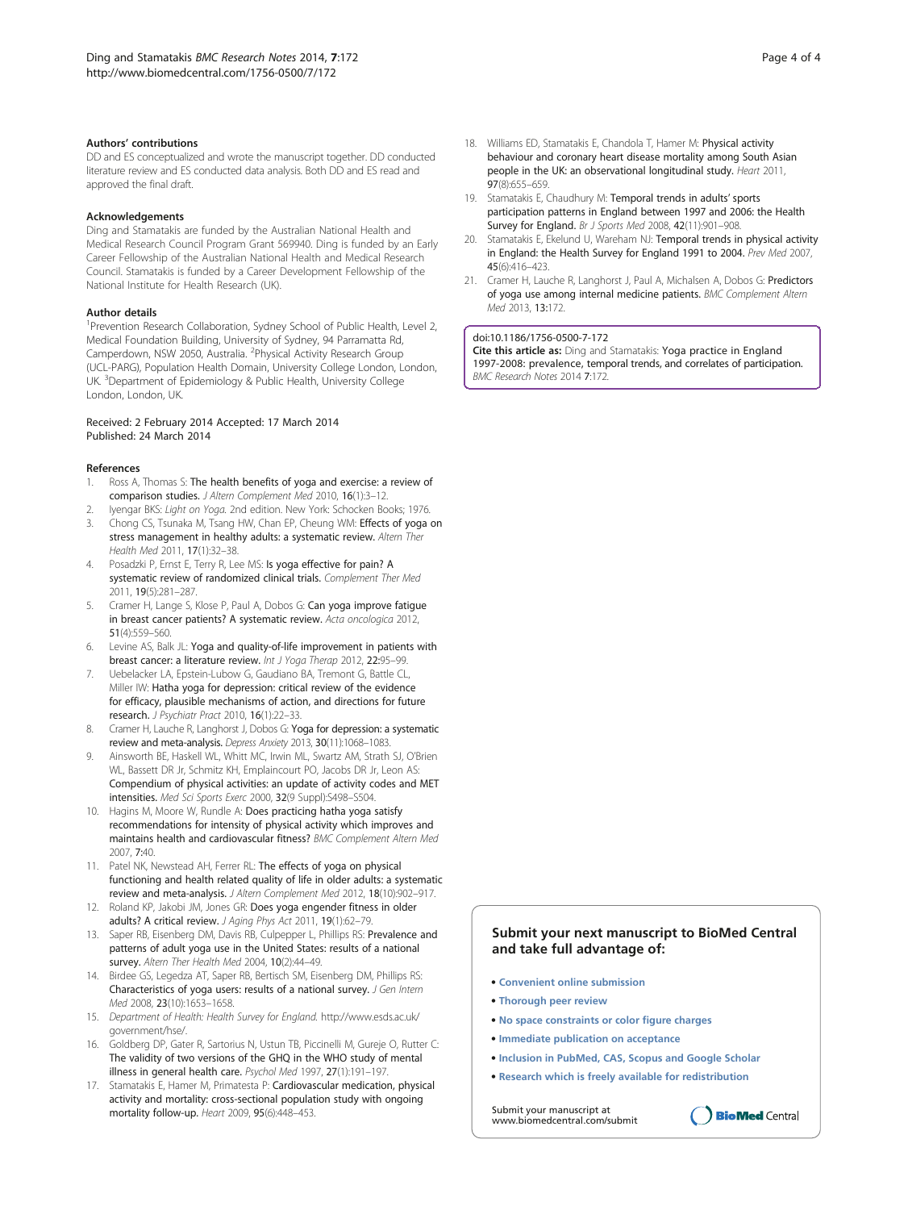### Authors' contributions

DD and ES conceptualized and wrote the manuscript together. DD conducted literature review and ES conducted data analysis. Both DD and ES read and approved the final draft.

### Acknowledgements

Ding and Stamatakis are funded by the Australian National Health and Medical Research Council Program Grant 569940. Ding is funded by an Early Career Fellowship of the Australian National Health and Medical Research Council. Stamatakis is funded by a Career Development Fellowship of the National Institute for Health Research (UK).

### Author details

[1]Prevention Research Collaboration, Sydney School of Public Health, Level 2, Medical Foundation Building, University of Sydney, 94 Parramatta Rd, Camperdown, NSW 2050, Australia. [2]Physical Activity Research Group (UCL-PARG), Population Health Domain, University College London, London, UK. [3]Department of Epidemiology & Public Health, University College London, London, UK.

Received: 2 February 2014 Accepted: 17 March 2014
Published: 24 March 2014

### References

1. Ross A, Thomas S: **The health benefits of yoga and exercise: a review of comparison studies.** *J Altern Complement Med* 2010, **16**(1):3–12.
2. Iyengar BKS: *Light on Yoga.* 2nd edition. New York: Schocken Books; 1976.
3. Chong CS, Tsunaka M, Tsang HW, Chan EP, Cheung WM: **Effects of yoga on stress management in healthy adults: a systematic review.** *Altern Ther Health Med* 2011, **17**(1):32–38.
4. Posadzki P, Ernst E, Terry R, Lee MS: **Is yoga effective for pain? A systematic review of randomized clinical trials.** *Complement Ther Med* 2011, **19**(5):281–287.
5. Cramer H, Lange S, Klose P, Paul A, Dobos G: **Can yoga improve fatigue in breast cancer patients? A systematic review.** *Acta oncologica* 2012, **51**(4):559–560.
6. Levine AS, Balk JL: **Yoga and quality-of-life improvement in patients with breast cancer: a literature review.** *Int J Yoga Therap* 2012, **22**:95–99.
7. Uebelacker LA, Epstein-Lubow G, Gaudiano BA, Tremont G, Battle CL, Miller IW: **Hatha yoga for depression: critical review of the evidence for efficacy, plausible mechanisms of action, and directions for future research.** *J Psychiatr Pract* 2010, **16**(1):22–33.
8. Cramer H, Lauche R, Langhorst J, Dobos G: **Yoga for depression: a systematic review and meta-analysis.** *Depress Anxiety* 2013, **30**(11):1068–1083.
9. Ainsworth BE, Haskell WL, Whitt MC, Irwin ML, Swartz AM, Strath SJ, O'Brien WL, Bassett DR Jr, Schmitz KH, Emplaincourt PO, Jacobs DR Jr, Leon AS: **Compendium of physical activities: an update of activity codes and MET intensities.** *Med Sci Sports Exerc* 2000, **32**(9 Suppl):S498–S504.
10. Hagins M, Moore W, Rundle A: **Does practicing hatha yoga satisfy recommendations for intensity of physical activity which improves and maintains health and cardiovascular fitness?** *BMC Complement Altern Med* 2007, **7**:40.
11. Patel NK, Newstead AH, Ferrer RL: **The effects of yoga on physical functioning and health related quality of life in older adults: a systematic review and meta-analysis.** *J Altern Complement Med* 2012, **18**(10):902–917.
12. Roland KP, Jakobi JM, Jones GR: **Does yoga engender fitness in older adults? A critical review.** *J Aging Phys Act* 2011, **19**(1):62–79.
13. Saper RB, Eisenberg DM, Davis RB, Culpepper L, Phillips RS: **Prevalence and patterns of adult yoga use in the United States: results of a national survey.** *Altern Ther Health Med* 2004, **10**(2):44–49.
14. Birdee GS, Legedza AT, Saper RB, Bertisch SM, Eisenberg DM, Phillips RS: **Characteristics of yoga users: results of a national survey.** *J Gen Intern Med* 2008, **23**(10):1653–1658.
15. *Department of Health: Health Survey for England.* http://www.esds.ac.uk/government/hse/.
16. Goldberg DP, Gater R, Sartorius N, Ustun TB, Piccinelli M, Gureje O, Rutter C: **The validity of two versions of the GHQ in the WHO study of mental illness in general health care.** *Psychol Med* 1997, **27**(1):191–197.
17. Stamatakis E, Hamer M, Primatesta P: **Cardiovascular medication, physical activity and mortality: cross-sectional population study with ongoing mortality follow-up.** *Heart* 2009, **95**(6):448–453.
18. Williams ED, Stamatakis E, Chandola T, Hamer M: **Physical activity behaviour and coronary heart disease mortality among South Asian people in the UK: an observational longitudinal study.** *Heart* 2011, **97**(8):655–659.
19. Stamatakis E, Chaudhury M: **Temporal trends in adults' sports participation patterns in England between 1997 and 2006: the Health Survey for England.** *Br J Sports Med* 2008, **42**(11):901–908.
20. Stamatakis E, Ekelund U, Wareham NJ: **Temporal trends in physical activity in England: the Health Survey for England 1991 to 2004.** *Prev Med* 2007, **45**(6):416–423.
21. Cramer H, Lauche R, Langhorst J, Paul A, Michalsen A, Dobos G: **Predictors of yoga use among internal medicine patients.** *BMC Complement Altern Med* 2013, **13**:172.

doi:10.1186/1756-0500-7-172
**Cite this article as:** Ding and Stamatakis: **Yoga practice in England 1997-2008: prevalence, temporal trends, and correlates of participation.** *BMC Research Notes* 2014 **7**:172.

**Submit your next manuscript to BioMed Central and take full advantage of:**

- **Convenient online submission**
- **Thorough peer review**
- **No space constraints or color figure charges**
- **Immediate publication on acceptance**
- **Inclusion in PubMed, CAS, Scopus and Google Scholar**
- **Research which is freely available for redistribution**

Submit your manuscript at www.biomedcentral.com/submit

BioMed Central